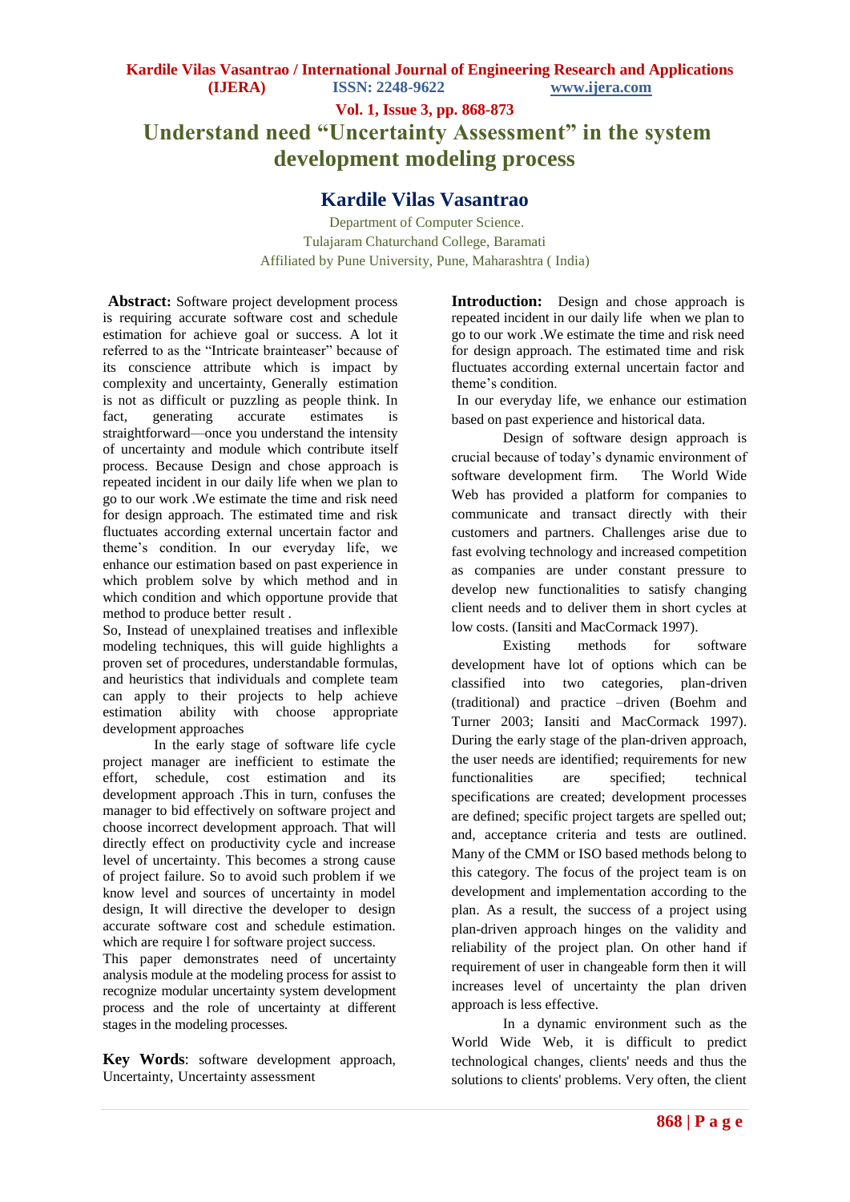# Understand need "Uncertainty Assessment" in the system development modeling process

## Kardile Vilas Vasantrao

Department of Computer Science.
Tulajaram Chaturchand College, Baramati
Affiliated by Pune University, Pune, Maharashtra ( India)

**Abstract:** Software project development process is requiring accurate software cost and schedule estimation for achieve goal or success. A lot it referred to as the "Intricate brainteaser" because of its conscience attribute which is impact by complexity and uncertainty, Generally estimation is not as difficult or puzzling as people think. In fact, generating accurate estimates is straightforward—once you understand the intensity of uncertainty and module which contribute itself process. Because Design and chose approach is repeated incident in our daily life when we plan to go to our work .We estimate the time and risk need for design approach. The estimated time and risk fluctuates according external uncertain factor and theme's condition. In our everyday life, we enhance our estimation based on past experience in which problem solve by which method and in which condition and which opportune provide that method to produce better result .

So, Instead of unexplained treatises and inflexible modeling techniques, this will guide highlights a proven set of procedures, understandable formulas, and heuristics that individuals and complete team can apply to their projects to help achieve estimation ability with choose appropriate development approaches

In the early stage of software life cycle project manager are inefficient to estimate the effort, schedule, cost estimation and its development approach .This in turn, confuses the manager to bid effectively on software project and choose incorrect development approach. That will directly effect on productivity cycle and increase level of uncertainty. This becomes a strong cause of project failure. So to avoid such problem if we know level and sources of uncertainty in model design, It will directive the developer to design accurate software cost and schedule estimation. which are require l for software project success.

This paper demonstrates need of uncertainty analysis module at the modeling process for assist to recognize modular uncertainty system development process and the role of uncertainty at different stages in the modeling processes.

**Key Words**: software development approach, Uncertainty, Uncertainty assessment

**Introduction:** Design and chose approach is repeated incident in our daily life when we plan to go to our work .We estimate the time and risk need for design approach. The estimated time and risk fluctuates according external uncertain factor and theme's condition.

In our everyday life, we enhance our estimation based on past experience and historical data.

Design of software design approach is crucial because of today's dynamic environment of software development firm. The World Wide Web has provided a platform for companies to communicate and transact directly with their customers and partners. Challenges arise due to fast evolving technology and increased competition as companies are under constant pressure to develop new functionalities to satisfy changing client needs and to deliver them in short cycles at low costs. (Iansiti and MacCormack 1997).

Existing methods for software development have lot of options which can be classified into two categories, plan-driven (traditional) and practice –driven (Boehm and Turner 2003; Iansiti and MacCormack 1997). During the early stage of the plan-driven approach, the user needs are identified; requirements for new functionalities are specified; technical specifications are created; development processes are defined; specific project targets are spelled out; and, acceptance criteria and tests are outlined. Many of the CMM or ISO based methods belong to this category. The focus of the project team is on development and implementation according to the plan. As a result, the success of a project using plan-driven approach hinges on the validity and reliability of the project plan. On other hand if requirement of user in changeable form then it will increases level of uncertainty the plan driven approach is less effective.

In a dynamic environment such as the World Wide Web, it is difficult to predict technological changes, clients' needs and thus the solutions to clients' problems. Very often, the client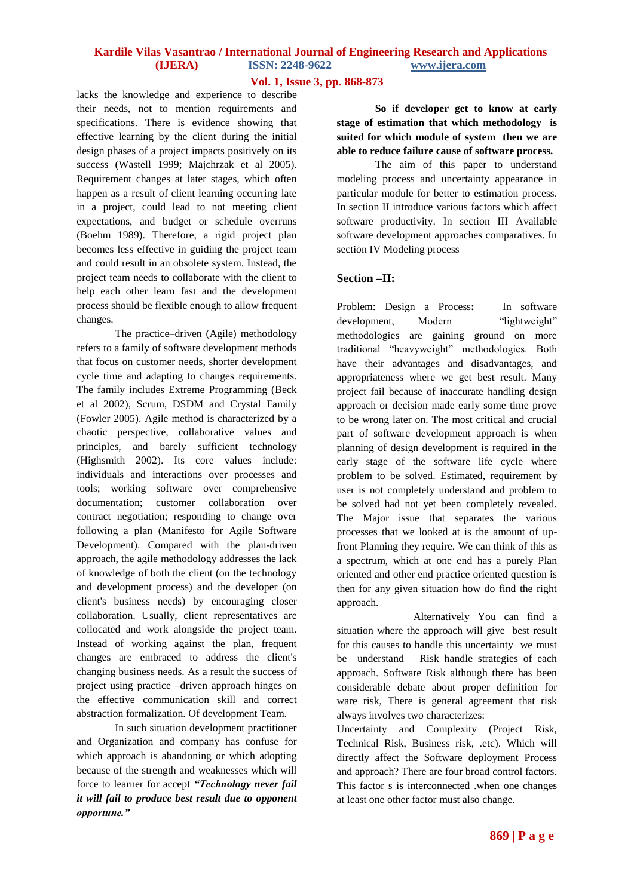lacks the knowledge and experience to describe their needs, not to mention requirements and specifications. There is evidence showing that effective learning by the client during the initial design phases of a project impacts positively on its success (Wastell 1999; Majchrzak et al 2005). Requirement changes at later stages, which often happen as a result of client learning occurring late in a project, could lead to not meeting client expectations, and budget or schedule overruns (Boehm 1989). Therefore, a rigid project plan becomes less effective in guiding the project team and could result in an obsolete system. Instead, the project team needs to collaborate with the client to help each other learn fast and the development process should be flexible enough to allow frequent changes.

The practice–driven (Agile) methodology refers to a family of software development methods that focus on customer needs, shorter development cycle time and adapting to changes requirements. The family includes Extreme Programming (Beck et al 2002), Scrum, DSDM and Crystal Family (Fowler 2005). Agile method is characterized by a chaotic perspective, collaborative values and principles, and barely sufficient technology (Highsmith 2002). Its core values include: individuals and interactions over processes and tools; working software over comprehensive documentation; customer collaboration over contract negotiation; responding to change over following a plan (Manifesto for Agile Software Development). Compared with the plan-driven approach, the agile methodology addresses the lack of knowledge of both the client (on the technology and development process) and the developer (on client's business needs) by encouraging closer collaboration. Usually, client representatives are collocated and work alongside the project team. Instead of working against the plan, frequent changes are embraced to address the client's changing business needs. As a result the success of project using practice –driven approach hinges on the effective communication skill and correct abstraction formalization. Of development Team.

In such situation development practitioner and Organization and company has confuse for which approach is abandoning or which adopting because of the strength and weaknesses which will force to learner for accept ***"Technology never fail it will fail to produce best result due to opponent opportune."***

**So if developer get to know at early stage of estimation that which methodology is suited for which module of system then we are able to reduce failure cause of software process.**

The aim of this paper to understand modeling process and uncertainty appearance in particular module for better to estimation process. In section II introduce various factors which affect software productivity. In section III Available software development approaches comparatives. In section IV Modeling process

## Section –II:

Problem: Design a Process**:** In software development, Modern "lightweight" methodologies are gaining ground on more traditional "heavyweight" methodologies. Both have their advantages and disadvantages, and appropriateness where we get best result. Many project fail because of inaccurate handling design approach or decision made early some time prove to be wrong later on. The most critical and crucial part of software development approach is when planning of design development is required in the early stage of the software life cycle where problem to be solved. Estimated, requirement by user is not completely understand and problem to be solved had not yet been completely revealed. The Major issue that separates the various processes that we looked at is the amount of up-front Planning they require. We can think of this as a spectrum, which at one end has a purely Plan oriented and other end practice oriented question is then for any given situation how do find the right approach.

Alternatively You can find a situation where the approach will give best result for this causes to handle this uncertainty we must be understand Risk handle strategies of each approach. Software Risk although there has been considerable debate about proper definition for ware risk, There is general agreement that risk always involves two characterizes:

Uncertainty and Complexity (Project Risk, Technical Risk, Business risk, .etc). Which will directly affect the Software deployment Process and approach? There are four broad control factors. This factor s is interconnected .when one changes at least one other factor must also change.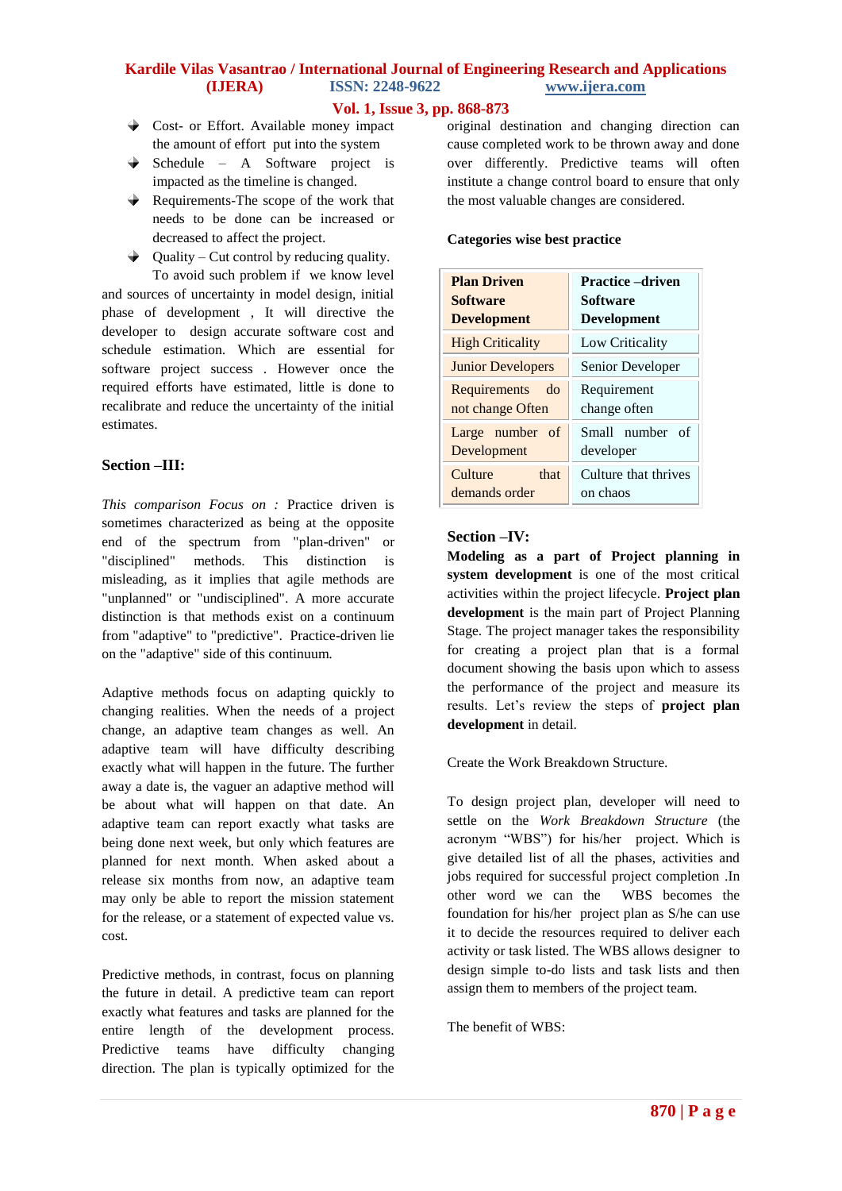- Cost- or Effort. Available money impact the amount of effort put into the system
- Schedule – A Software project is impacted as the timeline is changed.
- Requirements-The scope of the work that needs to be done can be increased or decreased to affect the project.
- Quality – Cut control by reducing quality.

To avoid such problem if we know level and sources of uncertainty in model design, initial phase of development , It will directive the developer to design accurate software cost and schedule estimation. Which are essential for software project success . However once the required efforts have estimated, little is done to recalibrate and reduce the uncertainty of the initial estimates.

## Section –III:

*This comparison Focus on :* Practice driven is sometimes characterized as being at the opposite end of the spectrum from "plan-driven" or "disciplined" methods. This distinction is misleading, as it implies that agile methods are "unplanned" or "undisciplined". A more accurate distinction is that methods exist on a continuum from "adaptive" to "predictive". Practice-driven lie on the "adaptive" side of this continuum.

Adaptive methods focus on adapting quickly to changing realities. When the needs of a project change, an adaptive team changes as well. An adaptive team will have difficulty describing exactly what will happen in the future. The further away a date is, the vaguer an adaptive method will be about what will happen on that date. An adaptive team can report exactly what tasks are being done next week, but only which features are planned for next month. When asked about a release six months from now, an adaptive team may only be able to report the mission statement for the release, or a statement of expected value vs. cost.

Predictive methods, in contrast, focus on planning the future in detail. A predictive team can report exactly what features and tasks are planned for the entire length of the development process. Predictive teams have difficulty changing direction. The plan is typically optimized for the original destination and changing direction can cause completed work to be thrown away and done over differently. Predictive teams will often institute a change control board to ensure that only the most valuable changes are considered.

**Categories wise best practice**

| **Plan Driven Software Development** | **Practice –driven Software Development** |
|---|---|
| High Criticality | Low Criticality |
| Junior Developers | Senior Developer |
| Requirements do not change Often | Requirement change often |
| Large number of Development | Small number of developer |
| Culture that demands order | Culture that thrives on chaos |

## Section –IV:

**Modeling as a part of Project planning in system development** is one of the most critical activities within the project lifecycle. **Project plan development** is the main part of Project Planning Stage. The project manager takes the responsibility for creating a project plan that is a formal document showing the basis upon which to assess the performance of the project and measure its results. Let's review the steps of **project plan development** in detail.

Create the Work Breakdown Structure.

To design project plan, developer will need to settle on the *Work Breakdown Structure* (the acronym "WBS") for his/her project. Which is give detailed list of all the phases, activities and jobs required for successful project completion .In other word we can the WBS becomes the foundation for his/her project plan as S/he can use it to decide the resources required to deliver each activity or task listed. The WBS allows designer to design simple to-do lists and task lists and then assign them to members of the project team.

The benefit of WBS: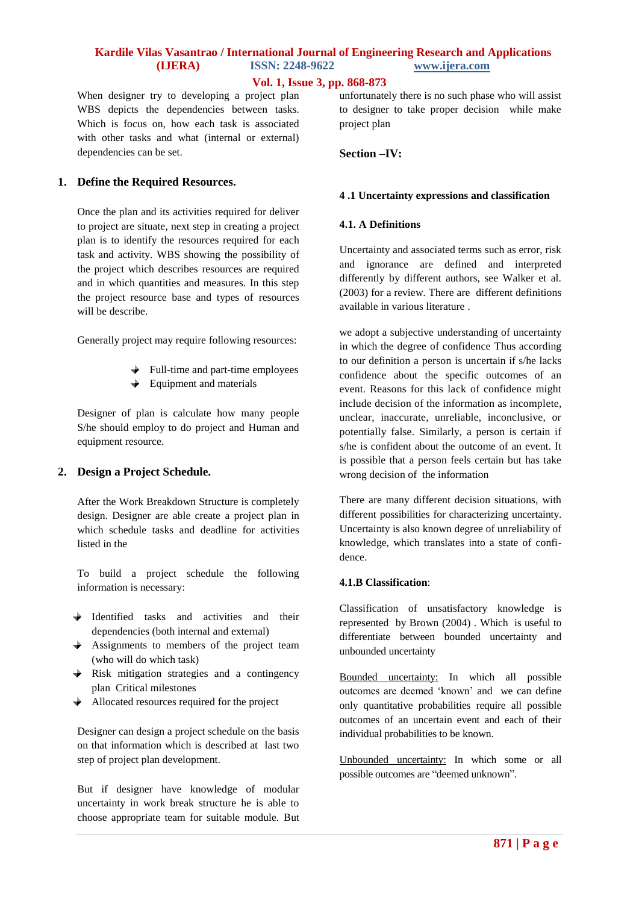When designer try to developing a project plan WBS depicts the dependencies between tasks. Which is focus on, how each task is associated with other tasks and what (internal or external) dependencies can be set.

### 1. Define the Required Resources.

Once the plan and its activities required for deliver to project are situate, next step in creating a project plan is to identify the resources required for each task and activity. WBS showing the possibility of the project which describes resources are required and in which quantities and measures. In this step the project resource base and types of resources will be describe.

Generally project may require following resources:

- Full-time and part-time employees
- Equipment and materials

Designer of plan is calculate how many people S/he should employ to do project and Human and equipment resource.

### 2. Design a Project Schedule.

After the Work Breakdown Structure is completely design. Designer are able create a project plan in which schedule tasks and deadline for activities listed in the

To build a project schedule the following information is necessary:

- Identified tasks and activities and their dependencies (both internal and external)
- Assignments to members of the project team (who will do which task)
- Risk mitigation strategies and a contingency plan Critical milestones
- Allocated resources required for the project

Designer can design a project schedule on the basis on that information which is described at last two step of project plan development.

But if designer have knowledge of modular uncertainty in work break structure he is able to choose appropriate team for suitable module. But unfortunately there is no such phase who will assist to designer to take proper decision while make project plan

## Section –IV:

### 4 .1 Uncertainty expressions and classification

#### 4.1. A Definitions

Uncertainty and associated terms such as error, risk and ignorance are defined and interpreted differently by different authors, see Walker et al. (2003) for a review. There are different definitions available in various literature .

we adopt a subjective understanding of uncertainty in which the degree of confidence Thus according to our definition a person is uncertain if s/he lacks confidence about the specific outcomes of an event. Reasons for this lack of confidence might include decision of the information as incomplete, unclear, inaccurate, unreliable, inconclusive, or potentially false. Similarly, a person is certain if s/he is confident about the outcome of an event. It is possible that a person feels certain but has take wrong decision of the information

There are many different decision situations, with different possibilities for characterizing uncertainty. Uncertainty is also known degree of unreliability of knowledge, which translates into a state of confi-dence.

#### 4.1.B Classification:

Classification of unsatisfactory knowledge is represented by Brown (2004) . Which is useful to differentiate between bounded uncertainty and unbounded uncertainty

Bounded uncertainty: In which all possible outcomes are deemed 'known' and we can define only quantitative probabilities require all possible outcomes of an uncertain event and each of their individual probabilities to be known.

Unbounded uncertainty: In which some or all possible outcomes are "deemed unknown".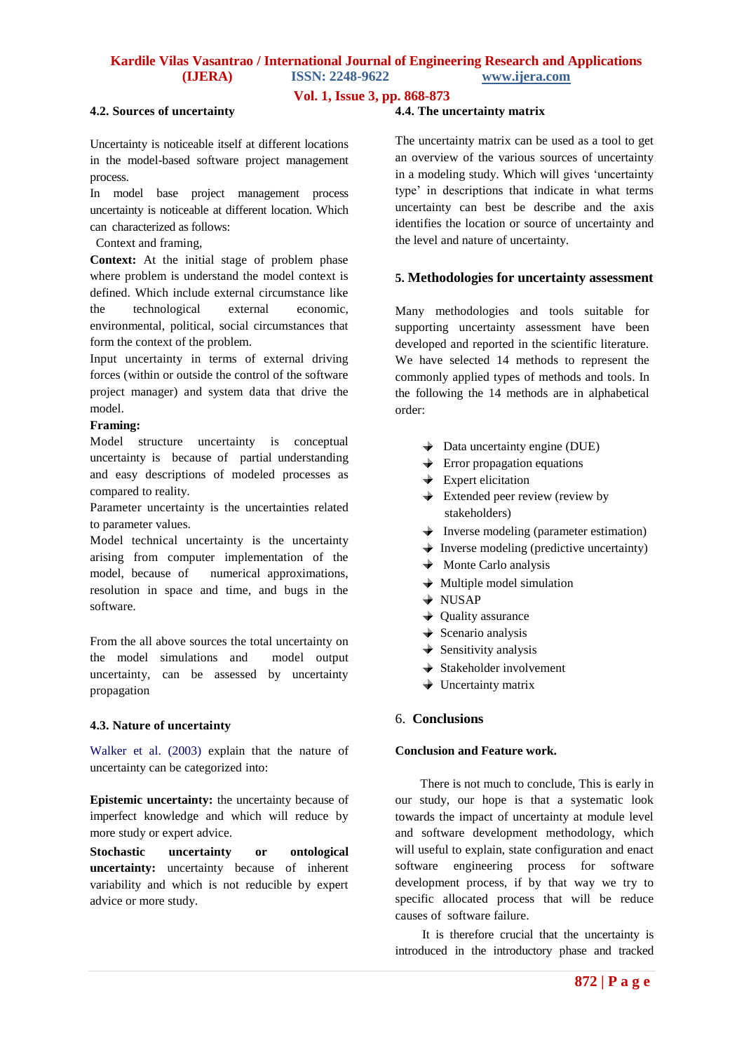### 4.2. Sources of uncertainty

Uncertainty is noticeable itself at different locations in the model-based software project management process.

In model base project management process uncertainty is noticeable at different location. Which can characterized as follows:

Context and framing,

**Context:** At the initial stage of problem phase where problem is understand the model context is defined. Which include external circumstance like the technological external economic, environmental, political, social circumstances that form the context of the problem.

Input uncertainty in terms of external driving forces (within or outside the control of the software project manager) and system data that drive the model.

**Framing:**

Model structure uncertainty is conceptual uncertainty is because of partial understanding and easy descriptions of modeled processes as compared to reality.

Parameter uncertainty is the uncertainties related to parameter values.

Model technical uncertainty is the uncertainty arising from computer implementation of the model, because of numerical approximations, resolution in space and time, and bugs in the software.

From the all above sources the total uncertainty on the model simulations and model output uncertainty, can be assessed by uncertainty propagation

### 4.3. Nature of uncertainty

Walker et al. (2003) explain that the nature of uncertainty can be categorized into:

**Epistemic uncertainty:** the uncertainty because of imperfect knowledge and which will reduce by more study or expert advice.

**Stochastic uncertainty or ontological uncertainty:** uncertainty because of inherent variability and which is not reducible by expert advice or more study.

### 4.4. The uncertainty matrix

The uncertainty matrix can be used as a tool to get an overview of the various sources of uncertainty in a modeling study. Which will gives 'uncertainty type' in descriptions that indicate in what terms uncertainty can best be describe and the axis identifies the location or source of uncertainty and the level and nature of uncertainty.

## 5. Methodologies for uncertainty assessment

Many methodologies and tools suitable for supporting uncertainty assessment have been developed and reported in the scientific literature. We have selected 14 methods to represent the commonly applied types of methods and tools. In the following the 14 methods are in alphabetical order:

- Data uncertainty engine (DUE)
- Error propagation equations
- Expert elicitation
- Extended peer review (review by stakeholders)
- Inverse modeling (parameter estimation)
- Inverse modeling (predictive uncertainty)
- Monte Carlo analysis
- Multiple model simulation
- NUSAP
- Quality assurance
- Scenario analysis
- Sensitivity analysis
- Stakeholder involvement
- Uncertainty matrix

## 6. Conclusions

**Conclusion and Feature work.**

There is not much to conclude, This is early in our study, our hope is that a systematic look towards the impact of uncertainty at module level and software development methodology, which will useful to explain, state configuration and enact software engineering process for software development process, if by that way we try to specific allocated process that will be reduce causes of software failure.

It is therefore crucial that the uncertainty is introduced in the introductory phase and tracked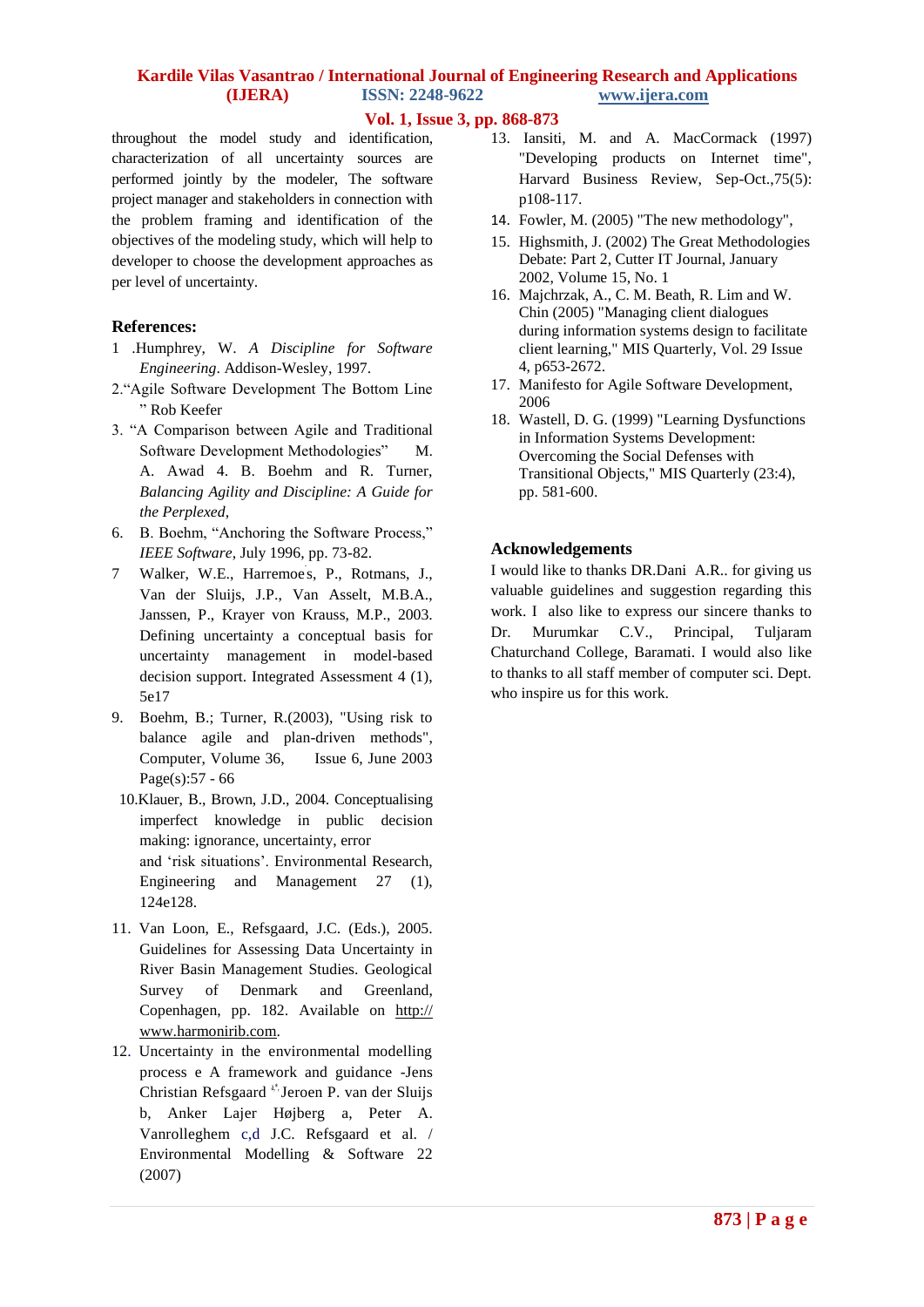throughout the model study and identification, characterization of all uncertainty sources are performed jointly by the modeler, The software project manager and stakeholders in connection with the problem framing and identification of the objectives of the modeling study, which will help to developer to choose the development approaches as per level of uncertainty.

## References:

1 .Humphrey, W. *A Discipline for Software Engineering*. Addison-Wesley, 1997.

2.“Agile Software Development The Bottom Line ” Rob Keefer

3. “A Comparison between Agile and Traditional Software Development Methodologies” M. A. Awad 4. B. Boehm and R. Turner, *Balancing Agility and Discipline: A Guide for the Perplexed*,

6. B. Boehm, “Anchoring the Software Process,” *IEEE Software*, July 1996, pp. 73-82.

7 Walker, W.E., Harremoës, P., Rotmans, J., Van der Sluijs, J.P., Van Asselt, M.B.A., Janssen, P., Krayer von Krauss, M.P., 2003. Defining uncertainty a conceptual basis for uncertainty management in model-based decision support. Integrated Assessment 4 (1), 5e17

9. Boehm, B.; Turner, R.(2003), "Using risk to balance agile and plan-driven methods", Computer, Volume 36, Issue 6, June 2003 Page(s):57 - 66

10.Klauer, B., Brown, J.D., 2004. Conceptualising imperfect knowledge in public decision making: ignorance, uncertainty, error and ‘risk situations’. Environmental Research, Engineering and Management 27 (1), 124e128.

11. Van Loon, E., Refsgaard, J.C. (Eds.), 2005. Guidelines for Assessing Data Uncertainty in River Basin Management Studies. Geological Survey of Denmark and Greenland, Copenhagen, pp. 182. Available on http:// www.harmonirib.com.

12. Uncertainty in the environmental modelling process e A framework and guidance -Jens Christian Refsgaard [a,*], Jeroen P. van der Sluijs b, Anker Lajer Højberg a, Peter A. Vanrolleghem c,d J.C. Refsgaard et al. / Environmental Modelling & Software 22 (2007)

13. Iansiti, M. and A. MacCormack (1997) "Developing products on Internet time", Harvard Business Review, Sep-Oct.,75(5): p108-117.

14. Fowler, M. (2005) "The new methodology",

15. Highsmith, J. (2002) The Great Methodologies Debate: Part 2, Cutter IT Journal, January 2002, Volume 15, No. 1

16. Majchrzak, A., C. M. Beath, R. Lim and W. Chin (2005) "Managing client dialogues during information systems design to facilitate client learning," MIS Quarterly, Vol. 29 Issue 4, p653-2672.

17. Manifesto for Agile Software Development, 2006

18. Wastell, D. G. (1999) "Learning Dysfunctions in Information Systems Development: Overcoming the Social Defenses with Transitional Objects," MIS Quarterly (23:4), pp. 581-600.

## Acknowledgements

I would like to thanks DR.Dani A.R.. for giving us valuable guidelines and suggestion regarding this work. I also like to express our sincere thanks to Dr. Murumkar C.V., Principal, Tuljaram Chaturchand College, Baramati. I would also like to thanks to all staff member of computer sci. Dept. who inspire us for this work.